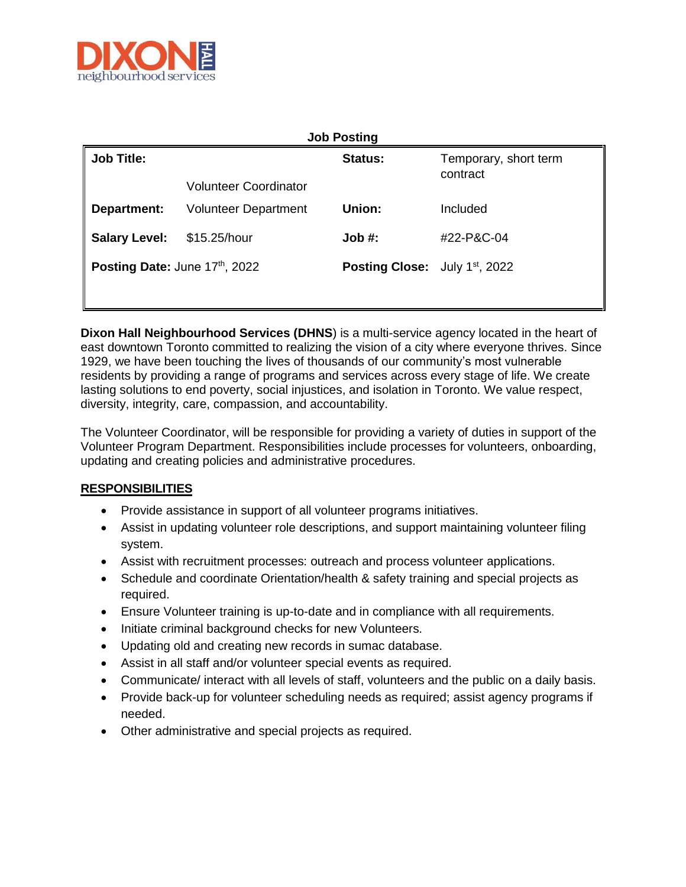# Job Posting

| Job Title: | Volunteer Coordinator | Status: | Temporary, short term contract |
|---|---|---|---|
| Department: | Volunteer Department | Union: | Included |
| Salary Level: | $15.25/hour | Job #: | #22-P&C-04 |
| Posting Date: | June 17th, 2022 | Posting Close: | July 1st, 2022 |

**Dixon Hall Neighbourhood Services (DHNS**) is a multi-service agency located in the heart of east downtown Toronto committed to realizing the vision of a city where everyone thrives. Since 1929, we have been touching the lives of thousands of our community's most vulnerable residents by providing a range of programs and services across every stage of life. We create lasting solutions to end poverty, social injustices, and isolation in Toronto. We value respect, diversity, integrity, care, compassion, and accountability.

The Volunteer Coordinator, will be responsible for providing a variety of duties in support of the Volunteer Program Department. Responsibilities include processes for volunteers, onboarding, updating and creating policies and administrative procedures.

## RESPONSIBILITIES

- Provide assistance in support of all volunteer programs initiatives.
- Assist in updating volunteer role descriptions, and support maintaining volunteer filing system.
- Assist with recruitment processes: outreach and process volunteer applications.
- Schedule and coordinate Orientation/health & safety training and special projects as required.
- Ensure Volunteer training is up-to-date and in compliance with all requirements.
- Initiate criminal background checks for new Volunteers.
- Updating old and creating new records in sumac database.
- Assist in all staff and/or volunteer special events as required.
- Communicate/ interact with all levels of staff, volunteers and the public on a daily basis.
- Provide back-up for volunteer scheduling needs as required; assist agency programs if needed.
- Other administrative and special projects as required.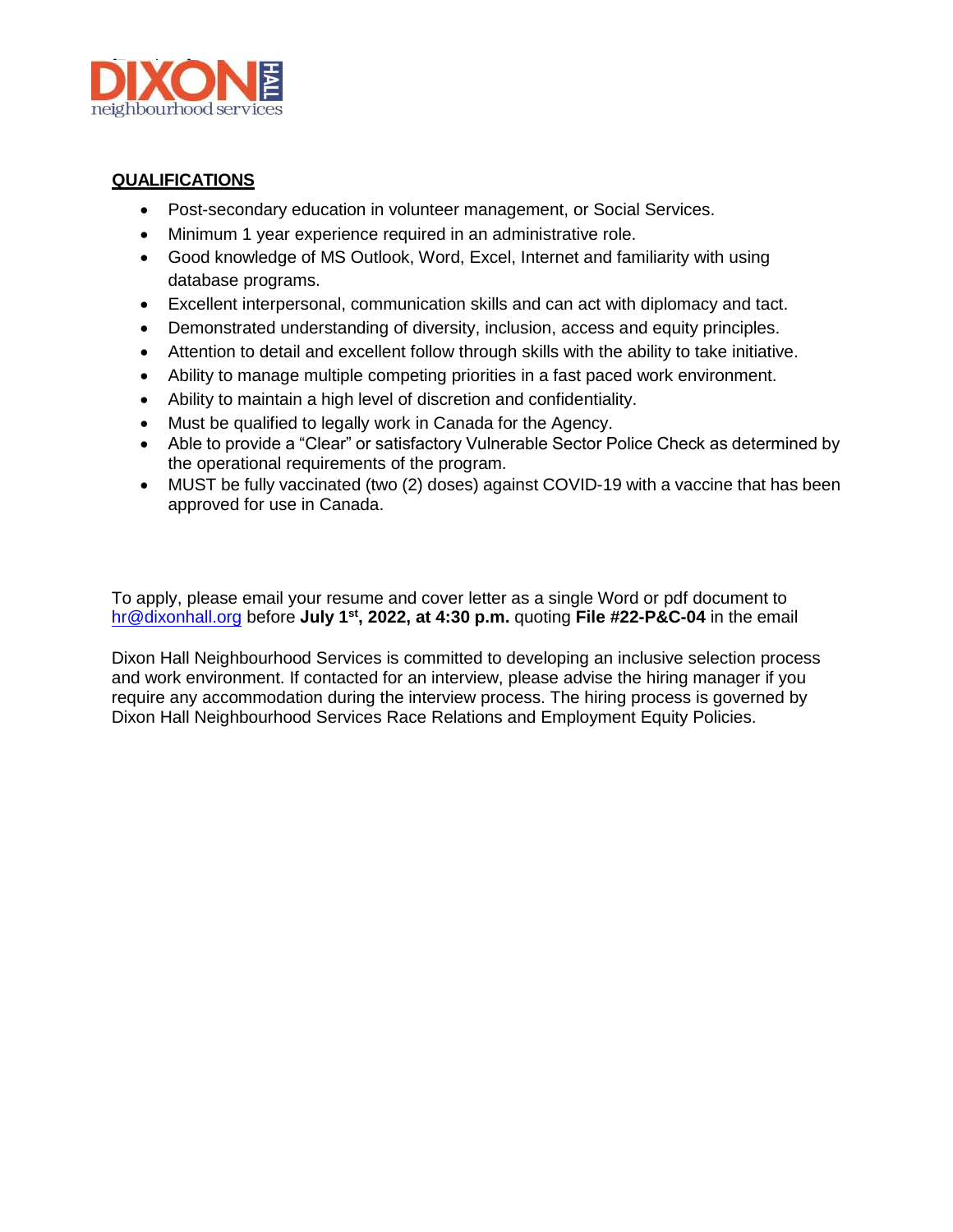## QUALIFICATIONS

- Post-secondary education in volunteer management, or Social Services.
- Minimum 1 year experience required in an administrative role.
- Good knowledge of MS Outlook, Word, Excel, Internet and familiarity with using database programs.
- Excellent interpersonal, communication skills and can act with diplomacy and tact.
- Demonstrated understanding of diversity, inclusion, access and equity principles.
- Attention to detail and excellent follow through skills with the ability to take initiative.
- Ability to manage multiple competing priorities in a fast paced work environment.
- Ability to maintain a high level of discretion and confidentiality.
- Must be qualified to legally work in Canada for the Agency.
- Able to provide a "Clear" or satisfactory Vulnerable Sector Police Check as determined by the operational requirements of the program.
- MUST be fully vaccinated (two (2) doses) against COVID-19 with a vaccine that has been approved for use in Canada.

To apply, please email your resume and cover letter as a single Word or pdf document to hr@dixonhall.org before **July 1st, 2022, at 4:30 p.m.** quoting **File #22-P&C-04** in the email

Dixon Hall Neighbourhood Services is committed to developing an inclusive selection process and work environment. If contacted for an interview, please advise the hiring manager if you require any accommodation during the interview process. The hiring process is governed by Dixon Hall Neighbourhood Services Race Relations and Employment Equity Policies.